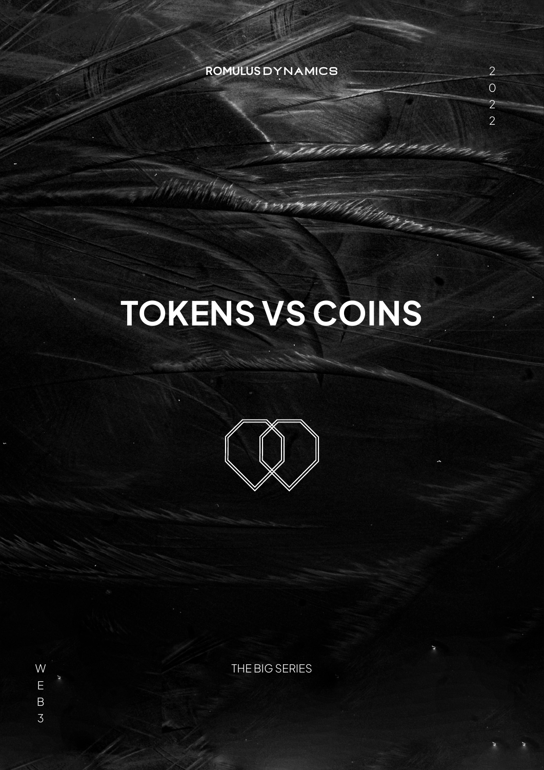ROMULUS DYNAMICS

2022

# TOKENS VS COINS

THE BIG SERIES

WEB3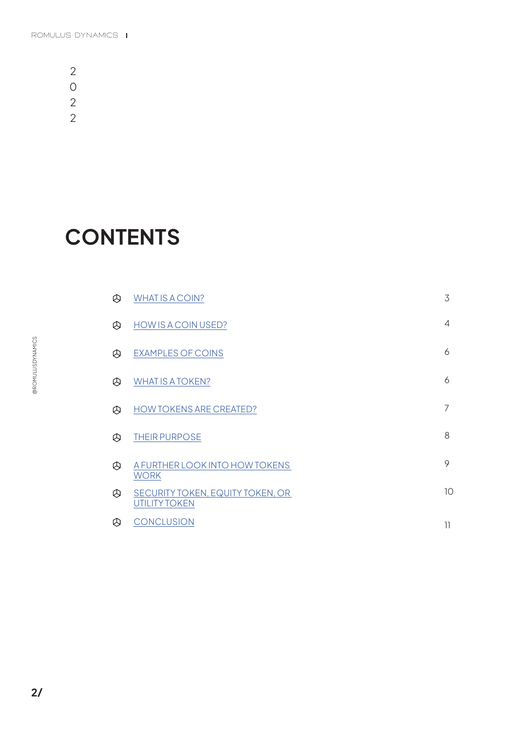2022

# CONTENTS

| | | |
|---|---|---|
| ⊗ | WHAT IS A COIN? | 3 |
| ⊗ | HOW IS A COIN USED? | 4 |
| ⊗ | EXAMPLES OF COINS | 6 |
| ⊗ | WHAT IS A TOKEN? | 6 |
| ⊗ | HOW TOKENS ARE CREATED? | 7 |
| ⊗ | THEIR PURPOSE | 8 |
| ⊗ | A FURTHER LOOK INTO HOW TOKENS WORK | 9 |
| ⊗ | SECURITY TOKEN, EQUITY TOKEN, OR UTILITY TOKEN | 10 |
| ⊗ | CONCLUSION | 11 |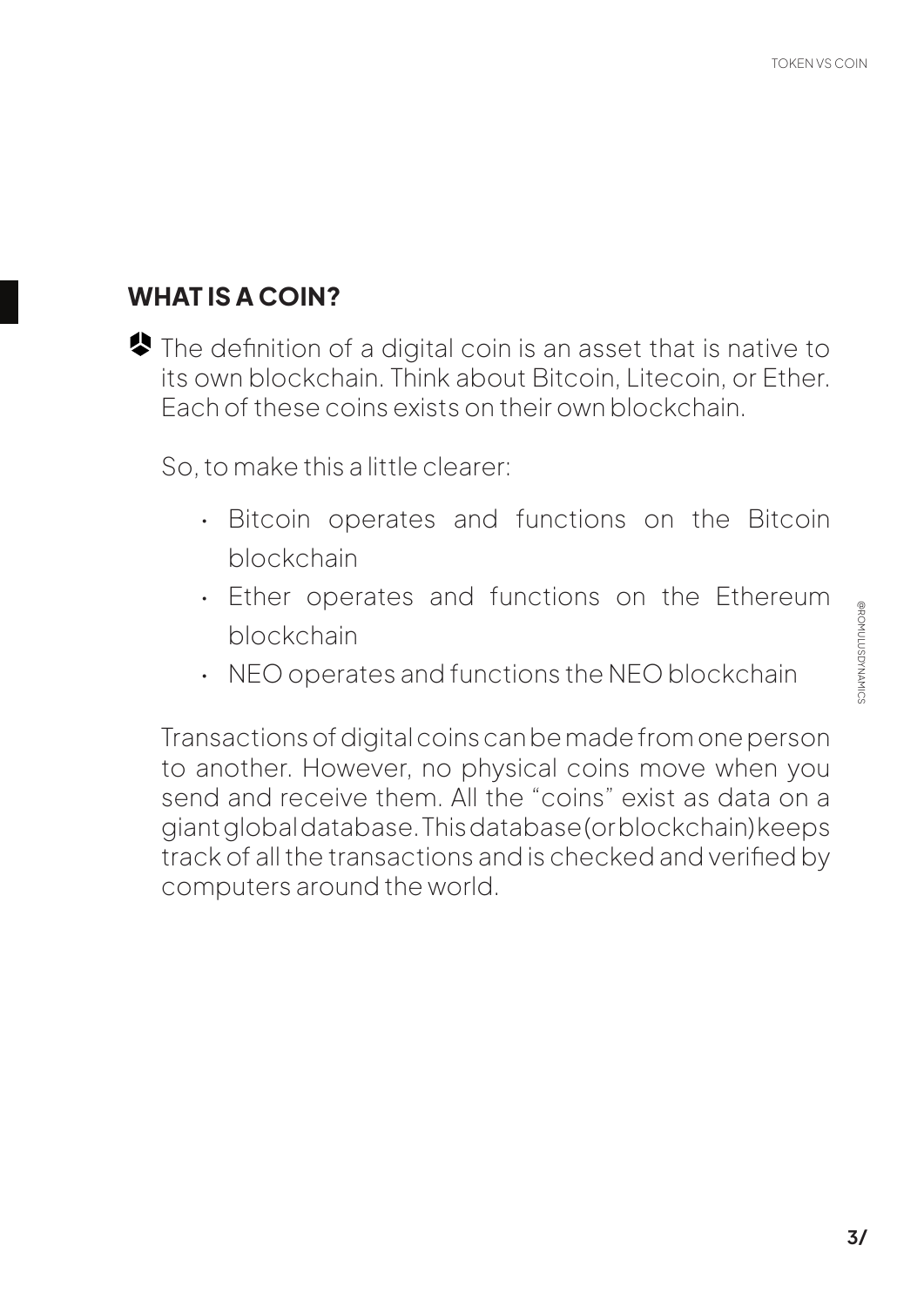## WHAT IS A COIN?

The definition of a digital coin is an asset that is native to its own blockchain. Think about Bitcoin, Litecoin, or Ether. Each of these coins exists on their own blockchain.

So, to make this a little clearer:

- Bitcoin operates and functions on the Bitcoin blockchain
- Ether operates and functions on the Ethereum blockchain
- NEO operates and functions the NEO blockchain

Transactions of digital coins can be made from one person to another. However, no physical coins move when you send and receive them. All the "coins" exist as data on a giant global database. This database (or blockchain) keeps track of all the transactions and is checked and verified by computers around the world.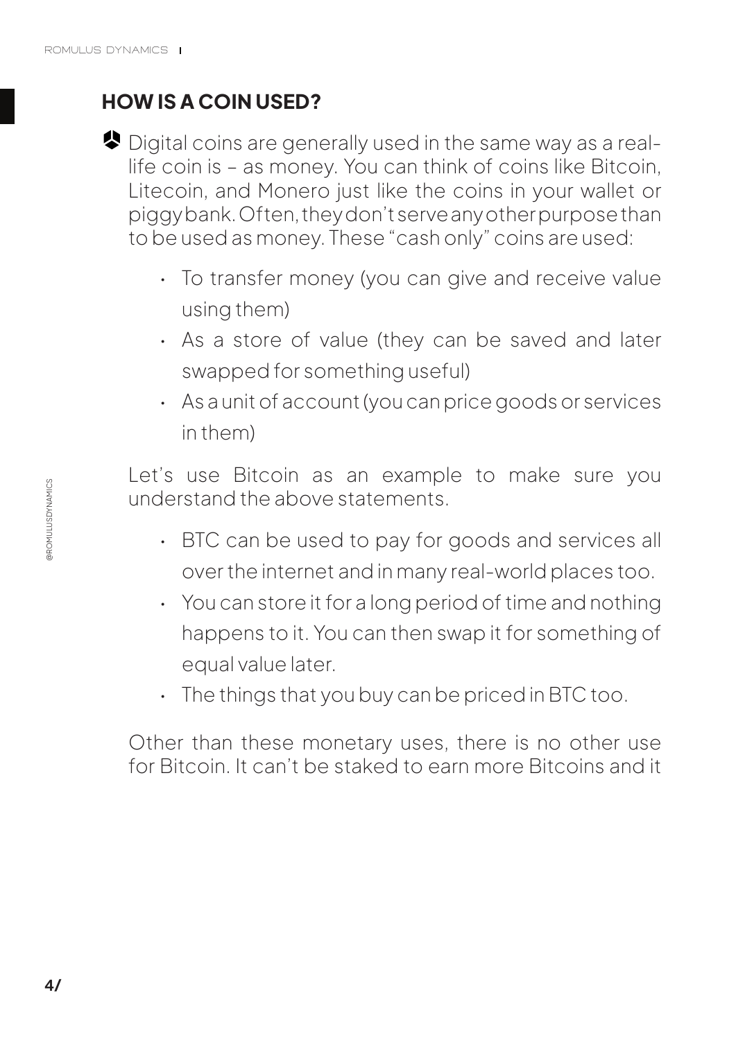## HOW IS A COIN USED?

Digital coins are generally used in the same way as a real-life coin is – as money. You can think of coins like Bitcoin, Litecoin, and Monero just like the coins in your wallet or piggy bank. Often, they don't serve any other purpose than to be used as money. These "cash only" coins are used:

- To transfer money (you can give and receive value using them)
- As a store of value (they can be saved and later swapped for something useful)
- As a unit of account (you can price goods or services in them)

Let's use Bitcoin as an example to make sure you understand the above statements.

- BTC can be used to pay for goods and services all over the internet and in many real-world places too.
- You can store it for a long period of time and nothing happens to it. You can then swap it for something of equal value later.
- The things that you buy can be priced in BTC too.

Other than these monetary uses, there is no other use for Bitcoin. It can't be staked to earn more Bitcoins and it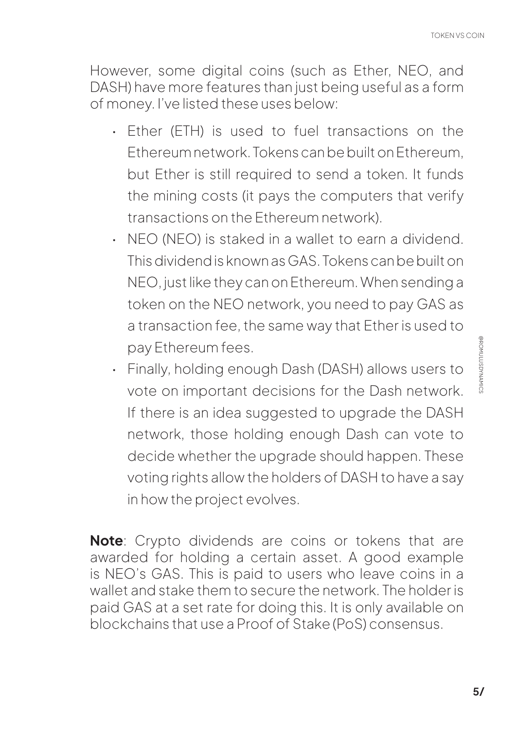However, some digital coins (such as Ether, NEO, and DASH) have more features than just being useful as a form of money. I've listed these uses below:

- Ether (ETH) is used to fuel transactions on the Ethereum network. Tokens can be built on Ethereum, but Ether is still required to send a token. It funds the mining costs (it pays the computers that verify transactions on the Ethereum network).
- NEO (NEO) is staked in a wallet to earn a dividend. This dividend is known as GAS. Tokens can be built on NEO, just like they can on Ethereum. When sending a token on the NEO network, you need to pay GAS as a transaction fee, the same way that Ether is used to pay Ethereum fees.
- Finally, holding enough Dash (DASH) allows users to vote on important decisions for the Dash network. If there is an idea suggested to upgrade the DASH network, those holding enough Dash can vote to decide whether the upgrade should happen. These voting rights allow the holders of DASH to have a say in how the project evolves.

**Note**: Crypto dividends are coins or tokens that are awarded for holding a certain asset. A good example is NEO's GAS. This is paid to users who leave coins in a wallet and stake them to secure the network. The holder is paid GAS at a set rate for doing this. It is only available on blockchains that use a Proof of Stake (PoS) consensus.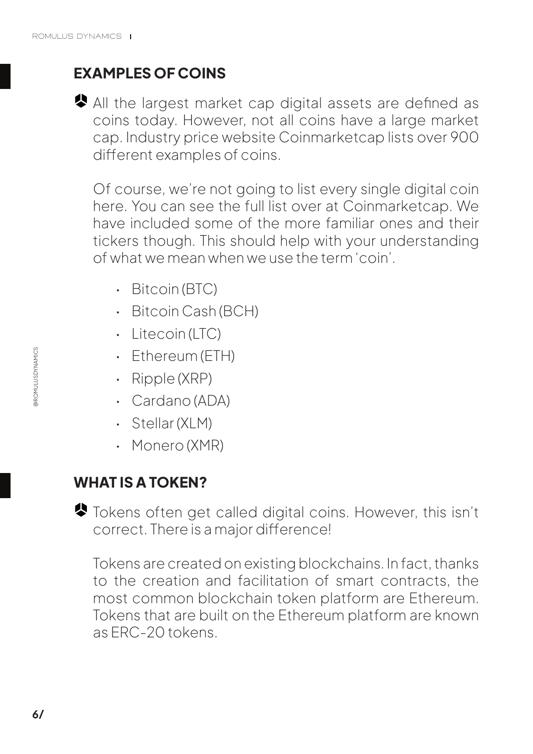## EXAMPLES OF COINS

All the largest market cap digital assets are defined as coins today. However, not all coins have a large market cap. Industry price website Coinmarketcap lists over 900 different examples of coins.

Of course, we're not going to list every single digital coin here. You can see the full list over at Coinmarketcap. We have included some of the more familiar ones and their tickers though. This should help with your understanding of what we mean when we use the term 'coin'.

- Bitcoin (BTC)
- Bitcoin Cash (BCH)
- Litecoin (LTC)
- Ethereum (ETH)
- Ripple (XRP)
- Cardano (ADA)
- Stellar (XLM)
- Monero (XMR)

## WHAT IS A TOKEN?

Tokens often get called digital coins. However, this isn't correct. There is a major difference!

Tokens are created on existing blockchains. In fact, thanks to the creation and facilitation of smart contracts, the most common blockchain token platform are Ethereum. Tokens that are built on the Ethereum platform are known as ERC-20 tokens.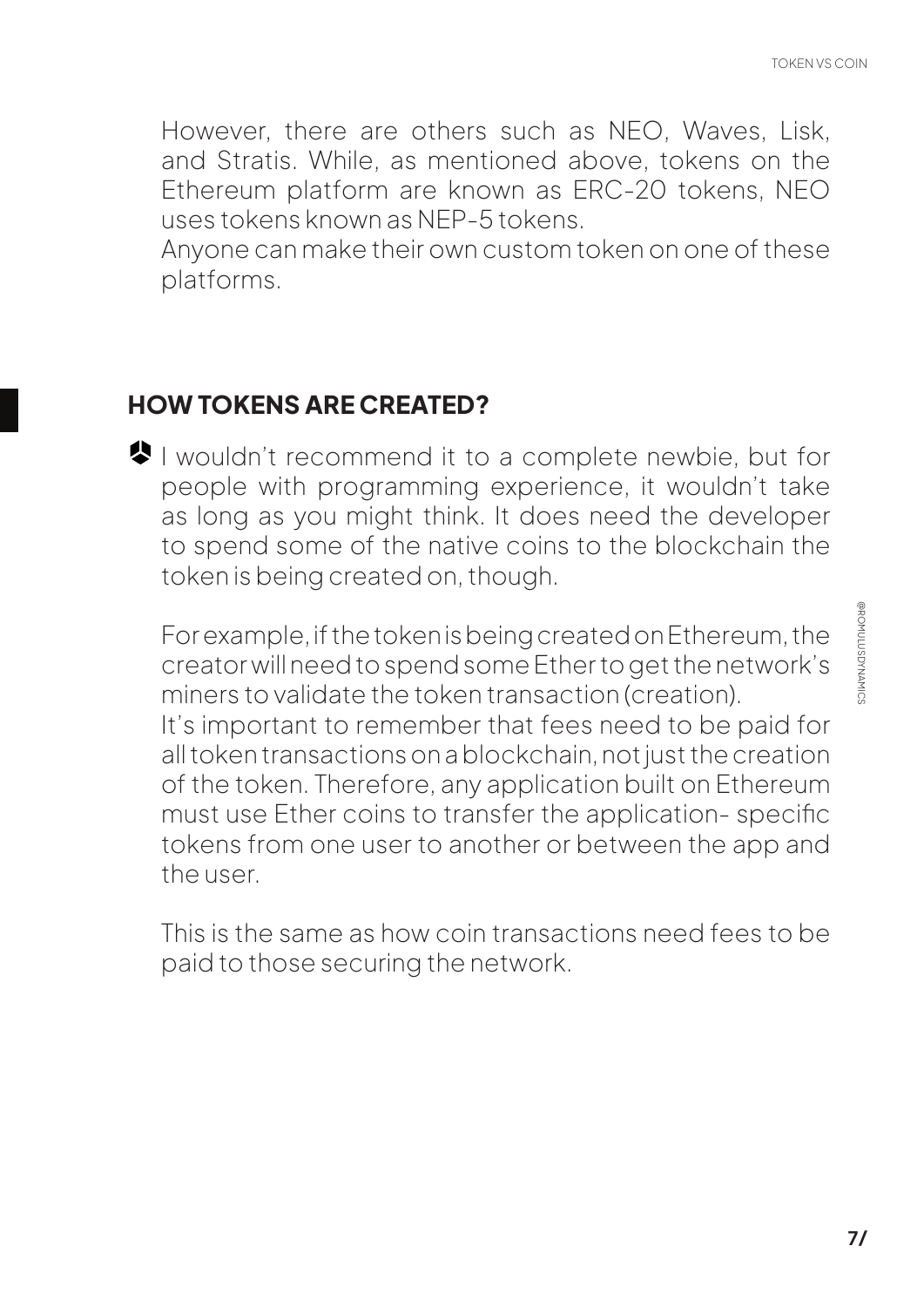However, there are others such as NEO, Waves, Lisk, and Stratis. While, as mentioned above, tokens on the Ethereum platform are known as ERC-20 tokens, NEO uses tokens known as NEP-5 tokens.
Anyone can make their own custom token on one of these platforms.

## HOW TOKENS ARE CREATED?

I wouldn't recommend it to a complete newbie, but for people with programming experience, it wouldn't take as long as you might think. It does need the developer to spend some of the native coins to the blockchain the token is being created on, though.

For example, if the token is being created on Ethereum, the creator will need to spend some Ether to get the network's miners to validate the token transaction (creation).
It's important to remember that fees need to be paid for all token transactions on a blockchain, not just the creation of the token. Therefore, any application built on Ethereum must use Ether coins to transfer the application- specific tokens from one user to another or between the app and the user.

This is the same as how coin transactions need fees to be paid to those securing the network.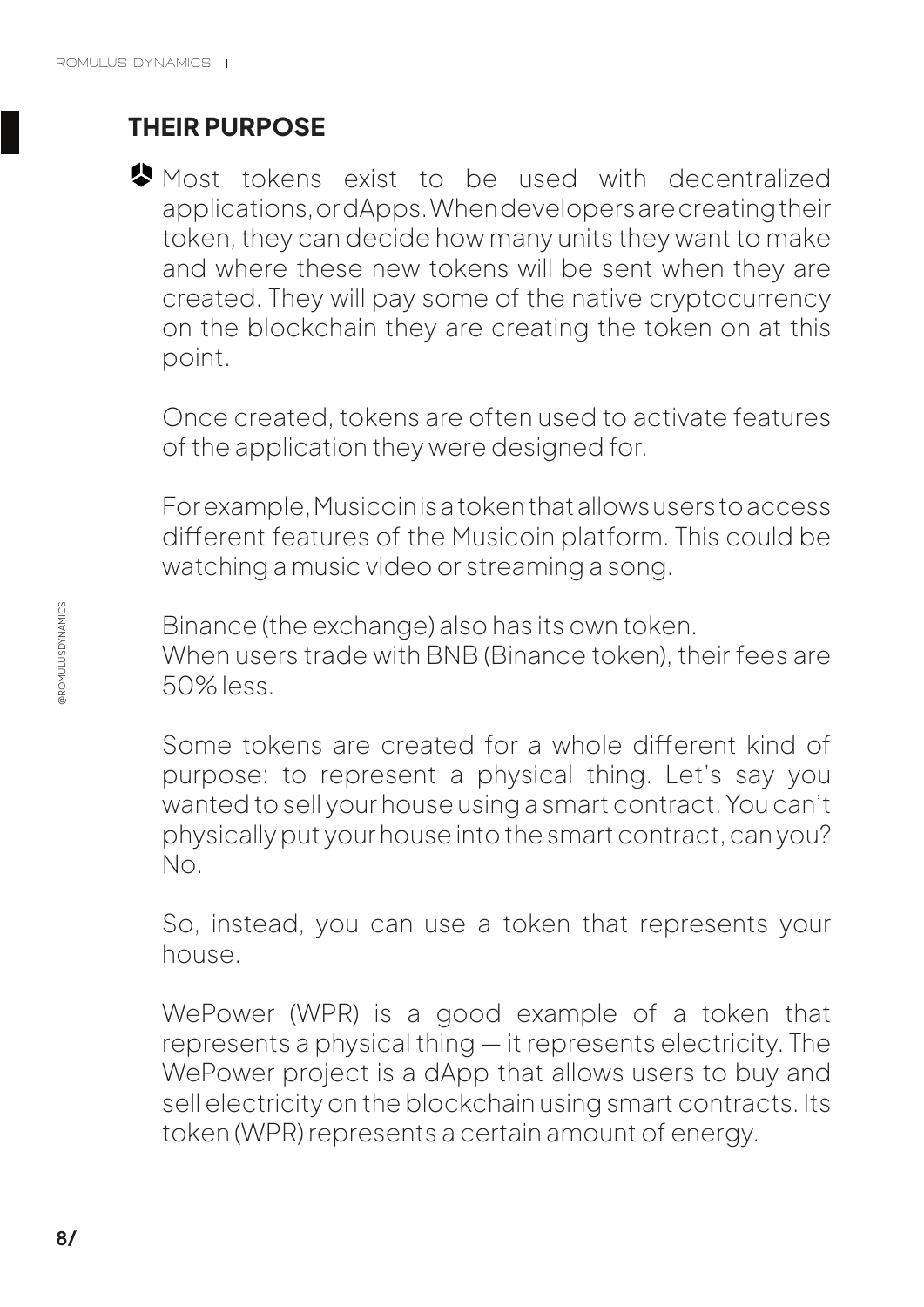## THEIR PURPOSE

Most tokens exist to be used with decentralized applications, or dApps. When developers are creating their token, they can decide how many units they want to make and where these new tokens will be sent when they are created. They will pay some of the native cryptocurrency on the blockchain they are creating the token on at this point.

Once created, tokens are often used to activate features of the application they were designed for.

For example, Musicoin is a token that allows users to access different features of the Musicoin platform. This could be watching a music video or streaming a song.

Binance (the exchange) also has its own token.
When users trade with BNB (Binance token), their fees are 50% less.

Some tokens are created for a whole different kind of purpose: to represent a physical thing. Let's say you wanted to sell your house using a smart contract. You can't physically put your house into the smart contract, can you? No.

So, instead, you can use a token that represents your house.

WePower (WPR) is a good example of a token that represents a physical thing — it represents electricity. The WePower project is a dApp that allows users to buy and sell electricity on the blockchain using smart contracts. Its token (WPR) represents a certain amount of energy.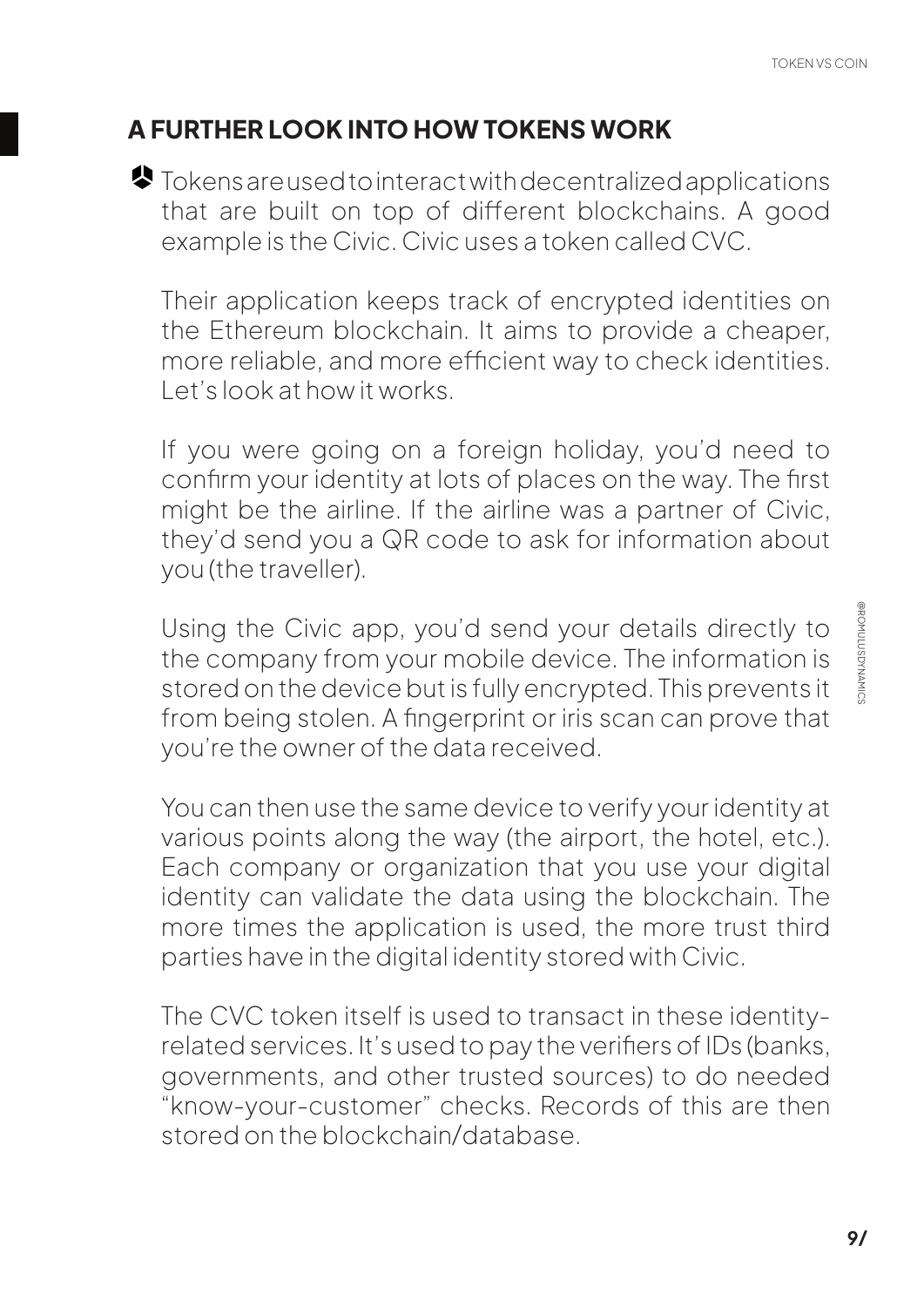## A FURTHER LOOK INTO HOW TOKENS WORK

Tokens are used to interact with decentralized applications that are built on top of different blockchains. A good example is the Civic. Civic uses a token called CVC.

Their application keeps track of encrypted identities on the Ethereum blockchain. It aims to provide a cheaper, more reliable, and more efficient way to check identities. Let's look at how it works.

If you were going on a foreign holiday, you'd need to confirm your identity at lots of places on the way. The first might be the airline. If the airline was a partner of Civic, they'd send you a QR code to ask for information about you (the traveller).

Using the Civic app, you'd send your details directly to the company from your mobile device. The information is stored on the device but is fully encrypted. This prevents it from being stolen. A fingerprint or iris scan can prove that you're the owner of the data received.

You can then use the same device to verify your identity at various points along the way (the airport, the hotel, etc.). Each company or organization that you use your digital identity can validate the data using the blockchain. The more times the application is used, the more trust third parties have in the digital identity stored with Civic.

The CVC token itself is used to transact in these identity-related services. It's used to pay the verifiers of IDs (banks, governments, and other trusted sources) to do needed "know-your-customer" checks. Records of this are then stored on the blockchain/database.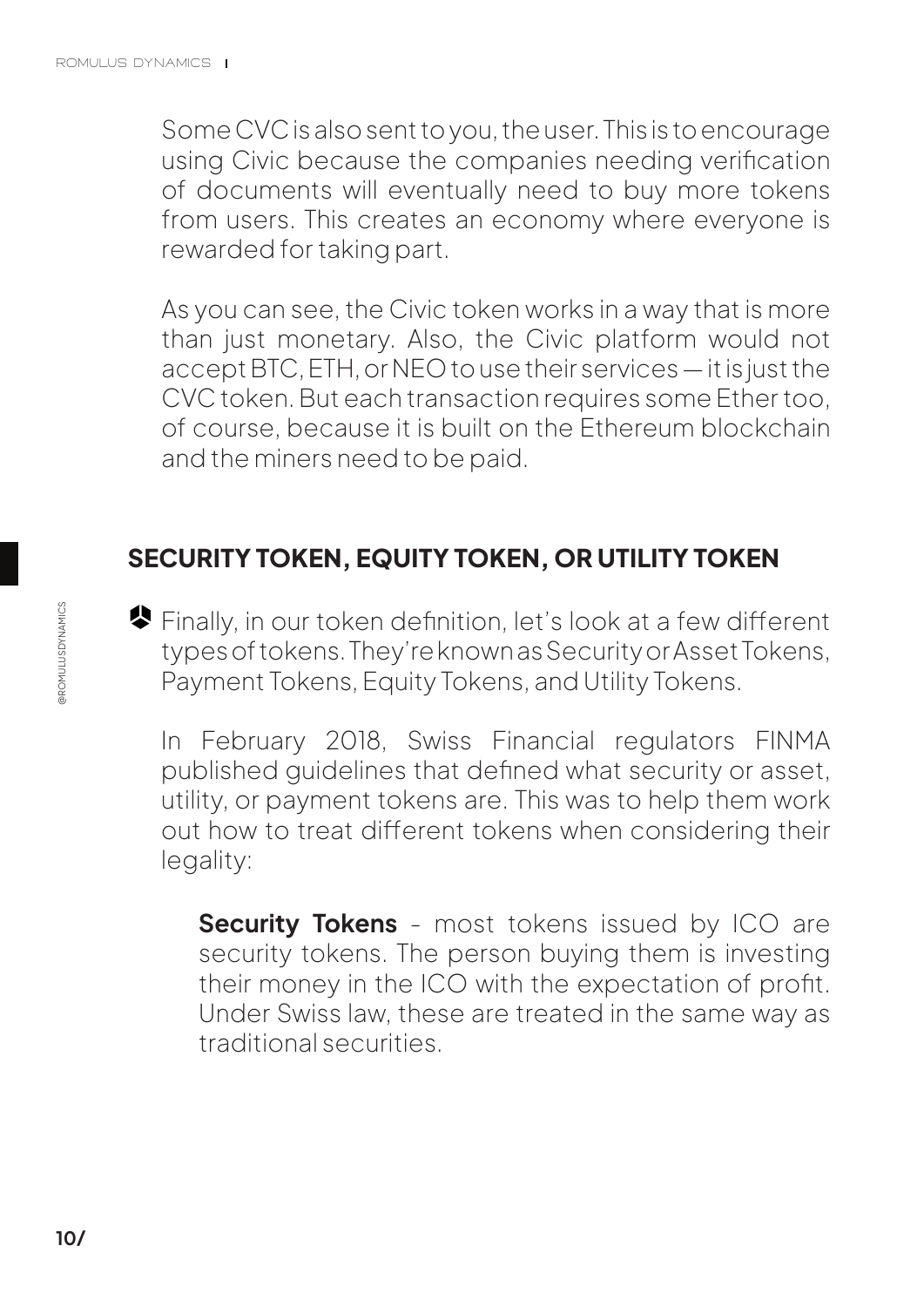Some CVC is also sent to you, the user. This is to encourage using Civic because the companies needing verification of documents will eventually need to buy more tokens from users. This creates an economy where everyone is rewarded for taking part.

As you can see, the Civic token works in a way that is more than just monetary. Also, the Civic platform would not accept BTC, ETH, or NEO to use their services — it is just the CVC token. But each transaction requires some Ether too, of course, because it is built on the Ethereum blockchain and the miners need to be paid.

## SECURITY TOKEN, EQUITY TOKEN, OR UTILITY TOKEN

Finally, in our token definition, let's look at a few different types of tokens. They're known as Security or Asset Tokens, Payment Tokens, Equity Tokens, and Utility Tokens.

In February 2018, Swiss Financial regulators FINMA published guidelines that defined what security or asset, utility, or payment tokens are. This was to help them work out how to treat different tokens when considering their legality:

**Security Tokens** - most tokens issued by ICO are security tokens. The person buying them is investing their money in the ICO with the expectation of profit. Under Swiss law, these are treated in the same way as traditional securities.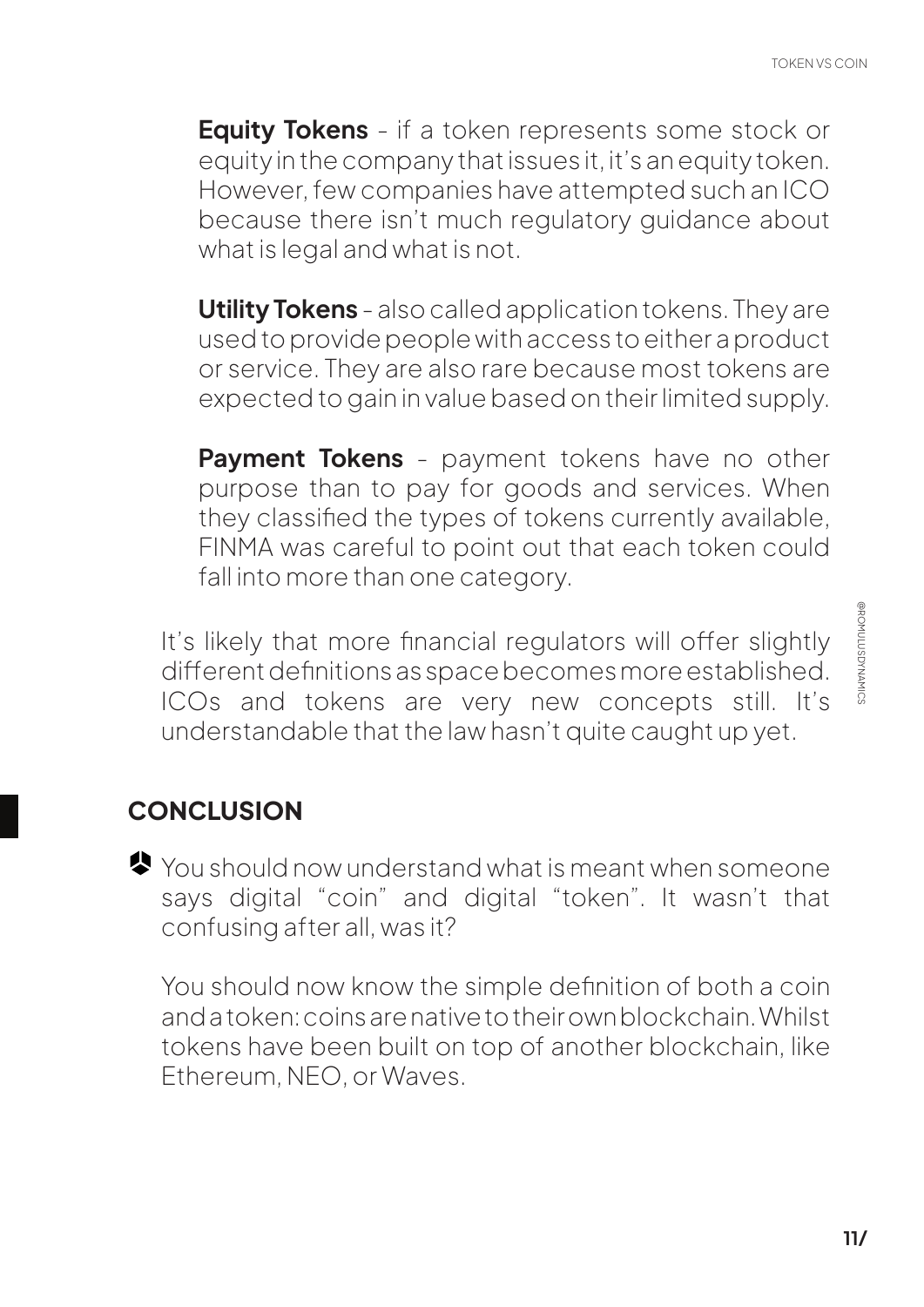**Equity Tokens** - if a token represents some stock or equity in the company that issues it, it's an equity token. However, few companies have attempted such an ICO because there isn't much regulatory guidance about what is legal and what is not.

**Utility Tokens** - also called application tokens. They are used to provide people with access to either a product or service. They are also rare because most tokens are expected to gain in value based on their limited supply.

**Payment Tokens** - payment tokens have no other purpose than to pay for goods and services. When they classified the types of tokens currently available, FINMA was careful to point out that each token could fall into more than one category.

It's likely that more financial regulators will offer slightly different definitions as space becomes more established. ICOs and tokens are very new concepts still. It's understandable that the law hasn't quite caught up yet.

## CONCLUSION

You should now understand what is meant when someone says digital "coin" and digital "token". It wasn't that confusing after all, was it?

You should now know the simple definition of both a coin and a token: coins are native to their own blockchain. Whilst tokens have been built on top of another blockchain, like Ethereum, NEO, or Waves.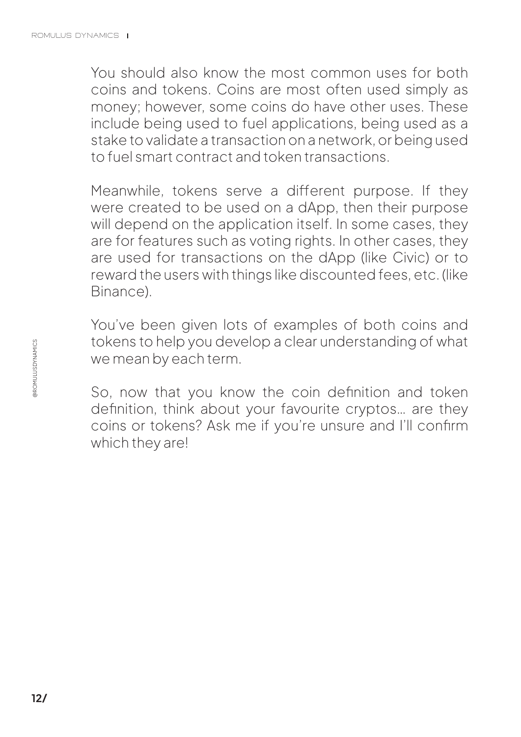You should also know the most common uses for both coins and tokens. Coins are most often used simply as money; however, some coins do have other uses. These include being used to fuel applications, being used as a stake to validate a transaction on a network, or being used to fuel smart contract and token transactions.

Meanwhile, tokens serve a different purpose. If they were created to be used on a dApp, then their purpose will depend on the application itself. In some cases, they are for features such as voting rights. In other cases, they are used for transactions on the dApp (like Civic) or to reward the users with things like discounted fees, etc. (like Binance).

You've been given lots of examples of both coins and tokens to help you develop a clear understanding of what we mean by each term.

So, now that you know the coin definition and token definition, think about your favourite cryptos… are they coins or tokens? Ask me if you're unsure and I'll confirm which they are!